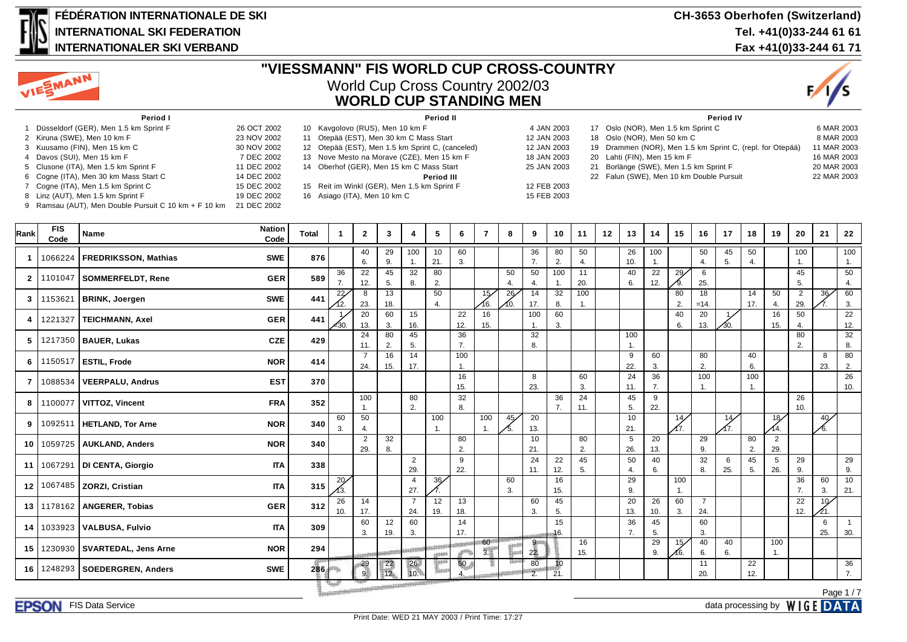# FÉDÉRATION INTERNATIONALE DE SKI
# INTERNATIONAL SKI FEDERATION
# INTERNATIONALER SKI VERBAND

**CH-3653 Oberhofen (Switzerland)**
**Tel. +41(0)33-244 61 61**
**Fax +41(0)33-244 61 71**

## "VIESSMANN" FIS WORLD CUP CROSS-COUNTRY
World Cup Cross Country 2002/03
## WORLD CUP STANDING MEN

**Period I**

| No. | Race | Date |
|---|---|---|
| 1 | Düsseldorf (GER), Men 1.5 km Sprint F | 26 OCT 2002 |
| 2 | Kiruna (SWE), Men 10 km F | 23 NOV 2002 |
| 3 | Kuusamo (FIN), Men 15 km C | 30 NOV 2002 |
| 4 | Davos (SUI), Men 15 km F | 7 DEC 2002 |
| 5 | Clusone (ITA), Men 1.5 km Sprint F | 11 DEC 2002 |
| 6 | Cogne (ITA), Men 30 km Mass Start C | 14 DEC 2002 |
| 7 | Cogne (ITA), Men 1.5 km Sprint C | 15 DEC 2002 |
| 8 | Linz (AUT), Men 1.5 km Sprint F | 19 DEC 2002 |
| 9 | Ramsau (AUT), Men Double Pursuit C 10 km + F 10 km | 21 DEC 2002 |

**Period II**

| No. | Race | Date |
|---|---|---|
| 10 | Kavgolovo (RUS), Men 10 km F | 4 JAN 2003 |
| 11 | Otepää (EST), Men 30 km C Mass Start | 12 JAN 2003 |
| 12 | Otepää (EST), Men 1.5 km Sprint C, (canceled) | 12 JAN 2003 |
| 13 | Nove Mesto na Morave (CZE), Men 15 km F | 18 JAN 2003 |
| 14 | Oberhof (GER), Men 15 km C Mass Start | 25 JAN 2003 |

**Period III**

| No. | Race | Date |
|---|---|---|
| 15 | Reit im Winkl (GER), Men 1.5 km Sprint F | 12 FEB 2003 |
| 16 | Asiago (ITA), Men 10 km C | 15 FEB 2003 |

**Period IV**

| No. | Race | Date |
|---|---|---|
| 17 | Oslo (NOR), Men 1.5 km Sprint C | 6 MAR 2003 |
| 18 | Oslo (NOR), Men 50 km C | 8 MAR 2003 |
| 19 | Drammen (NOR), Men 1.5 km Sprint C, (repl. for Otepää) | 11 MAR 2003 |
| 20 | Lahti (FIN), Men 15 km F | 16 MAR 2003 |
| 21 | Borlänge (SWE), Men 1.5 km Sprint F | 20 MAR 2003 |
| 22 | Falun (SWE), Men 10 km Double Pursuit | 22 MAR 2003 |

| Rank | FIS Code | Name | Nation Code | Total | 1 | 2 | 3 | 4 | 5 | 6 | 7 | 8 | 9 | 10 | 11 | 12 | 13 | 14 | 15 | 16 | 17 | 18 | 19 | 20 | 21 | 22 |
|---|---|---|---|---|---|---|---|---|---|---|---|---|---|---|---|---|---|---|---|---|---|---|---|---|---|---|
| 1 | 1066224 | **FREDRIKSSON, Mathias** | SWE | 876 | | 40 6. | 29 9. | 100 1. | 10 21. | 60 3. | | | 36 7. | 80 2. | 50 4. | | 26 10. | 100 1. | | 50 4. | 45 5. | 50 4. | | 100 1. | | 100 1. |
| 2 | 1101047 | **SOMMERFELDT, Rene** | GER | 589 | 36 7. | 22 12. | 45 5. | 32 8. | 80 2. | | | 50 4. | 50 4. | 100 1. | 11 20. | | 40 6. | 22 12. | ~~29 9.~~ | 6 25. | | | | 45 5. | | 50 4. |
| 3 | 1153621 | **BRINK, Joergen** | SWE | 441 | ~~22 12.~~ | 8 23. | 13 18. | | 50 4. | | ~~15 16.~~ | ~~26 10.~~ | 14 17. | 32 8. | 100 1. | | | | 80 2. | 18 =14. | | 14 17. | 50 4. | 2 29. | ~~36 7.~~ | 60 3. |
| 4 | 1221327 | **TEICHMANN, Axel** | GER | 441 | ~~1 =30.~~ | 20 13. | 60 3. | 15 16. | | 22 12. | 16 15. | | 100 1. | 60 3. | | | | | 40 6. | 20 13. | ~~1 30.~~ | | 16 15. | 50 4. | | 22 12. |
| 5 | 1217350 | **BAUER, Lukas** | CZE | 429 | | 24 11. | 80 2. | 45 5. | | 36 7. | | | 32 8. | | | | 100 1. | | | | | | | 80 2. | | 32 8. |
| 6 | 1150517 | **ESTIL, Frode** | NOR | 414 | | 7 24. | 16 15. | 14 17. | | 100 1. | | | | | | | 9 22. | 60 3. | | 80 2. | | 40 6. | | | 8 23. | 80 2. |
| 7 | 1088534 | **VEERPALU, Andrus** | EST | 370 | | | | | | 16 15. | | | 8 23. | | 60 3. | | 24 11. | 36 7. | | 100 1. | | 100 1. | | | | 26 10. |
| 8 | 1100077 | **VITTOZ, Vincent** | FRA | 352 | | 100 1. | | 80 2. | | 32 8. | | | | 36 7. | 24 11. | | 45 5. | 9 22. | | | | | | 26 10. | | |
| 9 | 1092511 | **HETLAND, Tor Arne** | NOR | 340 | 60 3. | 50 4. | | | 100 1. | | 100 1. | ~~45 5.~~ | 20 13. | | | | 10 21. | | ~~14 17.~~ | | ~~14 17.~~ | | ~~18 14.~~ | | ~~40 6.~~ | |
| 10 | 1059725 | **AUKLAND, Anders** | NOR | 340 | | 2 29. | 32 8. | | | 80 2. | | | 10 21. | | 80 2. | | 5 26. | 20 13. | | 29 9. | | 80 2. | 2 29. | | | |
| 11 | 1067291 | **DI CENTA, Giorgio** | ITA | 338 | | | | 2 29. | | 9 22. | | | 24 11. | 22 12. | 45 5. | | 50 4. | 40 6. | | 32 8. | 6 25. | 45 5. | 5 26. | 29 9. | | 29 9. |
| 12 | 1067485 | **ZORZI, Cristian** | ITA | 315 | ~~20 13.~~ | | | 4 27. | ~~36 7.~~ | | | 60 3. | | 16 15. | | | 29 9. | | 100 1. | | | | | 36 7. | 60 3. | 10 21. |
| 13 | 1178162 | **ANGERER, Tobias** | GER | 312 | 26 10. | 14 17. | | 7 24. | 12 19. | 13 18. | | | 60 3. | 45 5. | | | 20 13. | 26 10. | 60 3. | 7 24. | | | | 22 12. | ~~10 21.~~ | |
| 14 | 1033923 | **VALBUSA, Fulvio** | ITA | 309 | | 60 3. | 12 19. | 60 3. | | 14 17. | | | | 15 16. | | | 36 7. | 45 5. | | 60 3. | | | | | 6 25. | 1 30. |
| 15 | 1230930 | **SVARTEDAL, Jens Arne** | NOR | 294 | | | | | | | 60 3. | | 9 22. | | 16 15. | | | 29 9. | ~~15 16.~~ | 40 6. | 40 6. | | 100 1. | | | |
| 16 | 1248293 | **SOEDERGREN, Anders** | SWE | 286 | | 29 9. | 22 12. | 26 10. | | 50 4. | | | 80 2. | 10 21. | | | | | | 11 20. | | 22 12. | | | | 36 7. |

FIS Data Service — data processing by WIGE DATA

Print Date: WED 21 MAY 2003 / Print Time: 17:27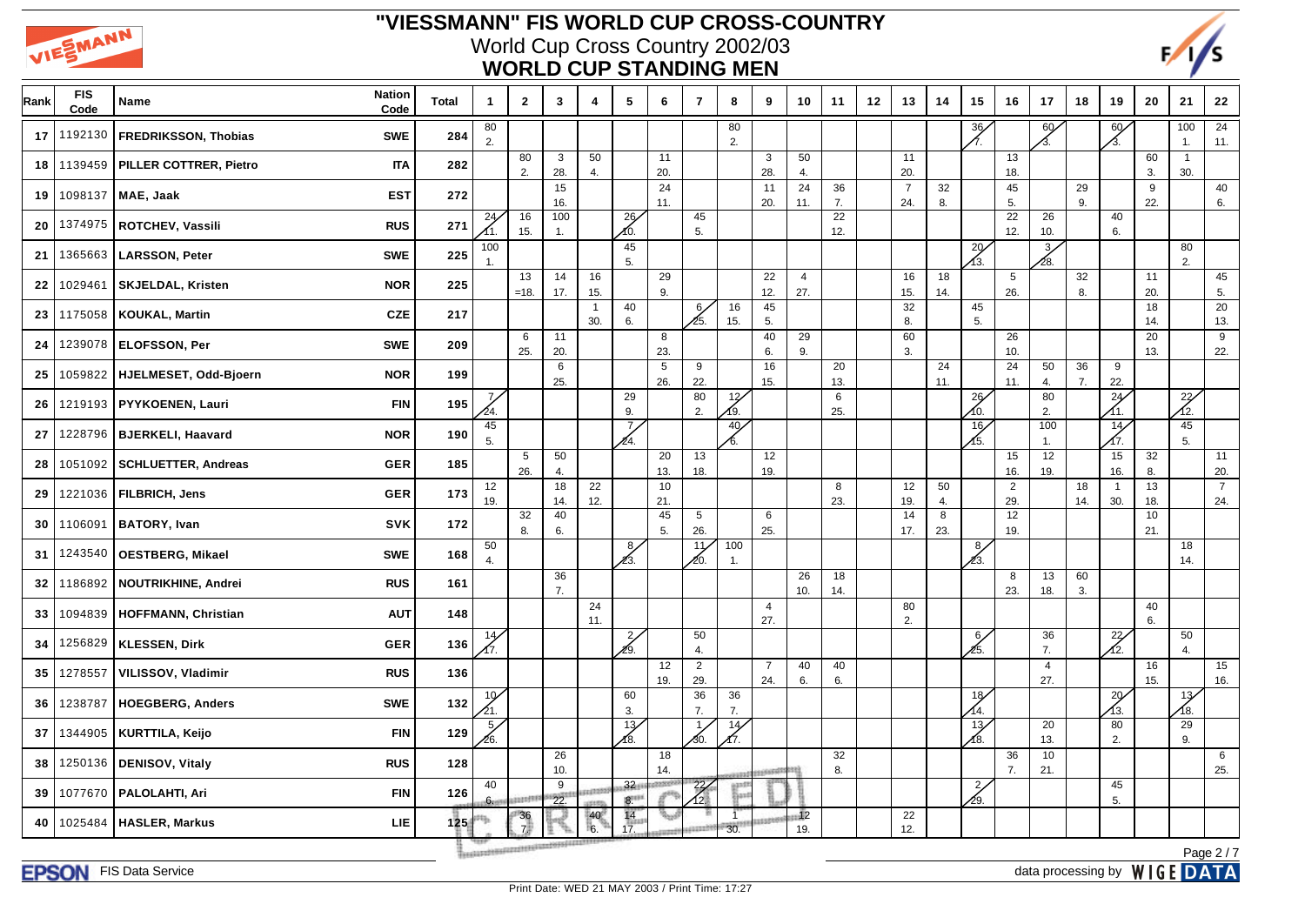# "VIESSMANN" FIS WORLD CUP CROSS-COUNTRY

## World Cup Cross Country 2002/03

## WORLD CUP STANDING MEN

| Rank | FIS Code | Name | Nation Code | Total | 1 | 2 | 3 | 4 | 5 | 6 | 7 | 8 | 9 | 10 | 11 | 12 | 13 | 14 | 15 | 16 | 17 | 18 | 19 | 20 | 21 | 22 |
|---|---|---|---|---|---|---|---|---|---|---|---|---|---|---|---|---|---|---|---|---|---|---|---|---|---|---|
| 17 | 1192130 | FREDRIKSSON, Thobias | SWE | 284 | 80 2. | | | | | | | 80 2. | | | | | | | 36 7. | | 60 3. | | 60 3. | | 100 1. | 24 11. |
| 18 | 1139459 | PILLER COTTRER, Pietro | ITA | 282 | | 80 2. | 3 28. | 50 4. | | 11 20. | | | 3 28. | 50 4. | | | 11 20. | | | 13 18. | | | | 60 3. | 1 30. | |
| 19 | 1098137 | MAE, Jaak | EST | 272 | | | 15 16. | | | 24 11. | | | 11 20. | 24 11. | 36 7. | | 7 24. | 32 8. | | 45 5. | | 29 9. | | 9 22. | | 40 6. |
| 20 | 1374975 | ROTCHEV, Vassili | RUS | 271 | 24 11. | 16 15. | 100 1. | | 26 10. | | 45 5. | | | | 22 12. | | | | | 22 12. | 26 10. | | 40 6. | | | |
| 21 | 1365663 | LARSSON, Peter | SWE | 225 | 100 1. | | | | 45 5. | | | | | | | | | | 20 13. | | 3 28. | | | | 80 2. | |
| 22 | 1029461 | SKJELDAL, Kristen | NOR | 225 | | 13 =18. | 14 17. | 16 15. | | 29 9. | | | 22 12. | 4 27. | | | 16 15. | 18 14. | | 5 26. | | 32 8. | | 11 20. | | 45 5. |
| 23 | 1175058 | KOUKAL, Martin | CZE | 217 | | | | 1 30. | 40 6. | | 6 25. | 16 15. | 45 5. | | | | 32 8. | | 45 5. | | | | | 18 14. | | 20 13. |
| 24 | 1239078 | ELOFSSON, Per | SWE | 209 | | 6 25. | 11 20. | | | 8 23. | | | 40 6. | 29 9. | | | 60 3. | | | 26 10. | | | | 20 13. | | 9 22. |
| 25 | 1059822 | HJELMESET, Odd-Bjoern | NOR | 199 | | | 6 25. | | | 5 26. | 9 22. | | 16 15. | | 20 13. | | | 24 11. | | 24 11. | 50 4. | 36 7. | 9 22. | | | |
| 26 | 1219193 | PYYKOENEN, Lauri | FIN | 195 | 7 24. | | | | 29 9. | | 80 2. | 12 19. | | | 6 25. | | | | 26 10. | | 80 2. | | 24 11. | | 22 12. | |
| 27 | 1228796 | BJERKELI, Haavard | NOR | 190 | 45 5. | | | | 7 24. | | | 40 6. | | | | | | | 16 15. | | 100 1. | | 14 17. | | 45 5. | |
| 28 | 1051092 | SCHLUETTER, Andreas | GER | 185 | | 5 26. | 50 4. | | | 20 13. | 13 18. | | 12 19. | | | | | | | 15 16. | 12 19. | | 15 16. | 32 8. | | 11 20. |
| 29 | 1221036 | FILBRICH, Jens | GER | 173 | 12 19. | | 18 14. | 22 12. | | 10 21. | | | | | 8 23. | | 12 19. | 50 4. | | 2 29. | | 18 14. | 1 30. | 13 18. | | 7 24. |
| 30 | 1106091 | BATORY, Ivan | SVK | 172 | | 32 8. | 40 6. | | | 45 5. | 5 26. | | 6 25. | | | | 14 17. | 8 23. | | 12 19. | | | | 10 21. | | |
| 31 | 1243540 | OESTBERG, Mikael | SWE | 168 | 50 4. | | | | 8 23. | | 11 20. | 100 1. | | | | | | | 8 23. | | | | | | 18 14. | |
| 32 | 1186892 | NOUTRIKHINE, Andrei | RUS | 161 | | | 36 7. | | | | | | | 26 10. | 18 14. | | | | | 8 23. | 13 18. | 60 3. | | | | |
| 33 | 1094839 | HOFFMANN, Christian | AUT | 148 | | | | 24 11. | | | | | 4 27. | | | | 80 2. | | | | | | | 40 6. | | |
| 34 | 1256829 | KLESSEN, Dirk | GER | 136 | 14 17. | | | | 2 29. | | 50 4. | | | | | | | | 6 25. | | 36 7. | | 22 12. | | 50 4. | |
| 35 | 1278557 | VILISSOV, Vladimir | RUS | 136 | | | | | | 12 19. | 2 29. | | 7 24. | 40 6. | 40 6. | | | | | | 4 27. | | | 16 15. | | 15 16. |
| 36 | 1238787 | HOEGBERG, Anders | SWE | 132 | 10 21. | | | | 60 3. | | 36 7. | 36 7. | | | | | | | 18 14. | | | | 20 13. | | 13 18. | |
| 37 | 1344905 | KURTTILA, Keijo | FIN | 129 | 5 26. | | | | 13 18. | | 1 30. | 14 17. | | | | | | | 13 18. | | 20 13. | | 80 2. | | 29 9. | |
| 38 | 1250136 | DENISOV, Vitaly | RUS | 128 | | | 26 10. | | | 18 14. | | | | | 32 8. | | | | | 36 7. | 10 21. | | | | | 6 25. |
| 39 | 1077670 | PALOLAHTI, Ari | FIN | 126 | 40 6. | | 9 22. | | 32 8. | | 22 12. | | | | | | | | 2 29. | | | | 45 5. | | | |
| 40 | 1025484 | HASLER, Markus | LIE | 125 | | 36 7. | | 40 6. | 14 17. | | | 1 30. | | 12 19. | | | 22 12. | | | | | | | | | |

FIS Data Service

data processing by WIGE DATA

Print Date: WED 21 MAY 2003 / Print Time: 17:27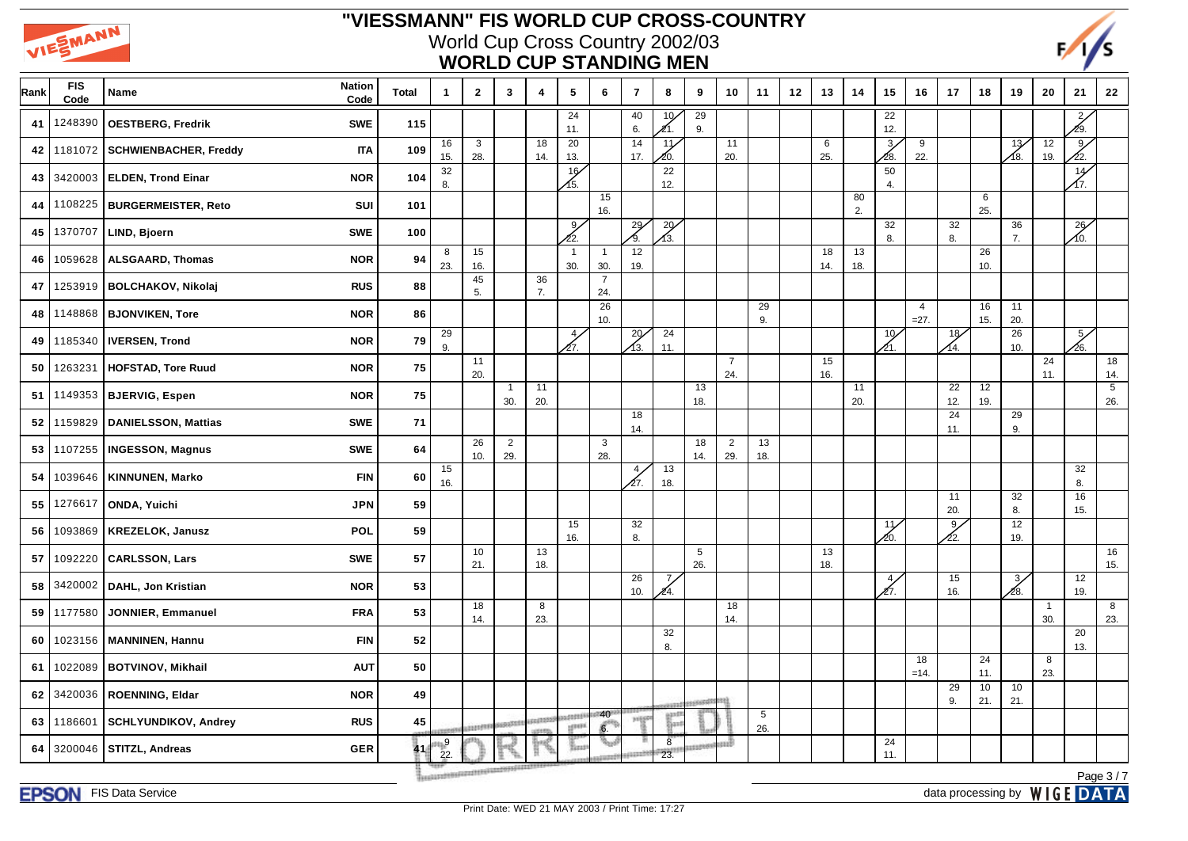# "VIESSMANN" FIS WORLD CUP CROSS-COUNTRY

## World Cup Cross Country 2002/03

## WORLD CUP STANDING MEN

| Rank | FIS Code | Name | Nation Code | Total | 1 | 2 | 3 | 4 | 5 | 6 | 7 | 8 | 9 | 10 | 11 | 12 | 13 | 14 | 15 | 16 | 17 | 18 | 19 | 20 | 21 | 22 |
|---|---|---|---|---|---|---|---|---|---|---|---|---|---|---|---|---|---|---|---|---|---|---|---|---|---|---|
| 41 | 1248390 | OESTBERG, Fredrik | SWE | 115 | | | | | 24 11. | | 40 6. | 10 21. | 29 9. | | | | | | 22 12. | | | | | | 2 29. | |
| 42 | 1181072 | SCHWIENBACHER, Freddy | ITA | 109 | 16 15. | 3 28. | | 18 14. | 20 13. | | 14 17. | 11 20. | | 11 20. | | | 6 25. | | 3 28. | 9 22. | | | 13 18. | 12 19. | 9 22. | |
| 43 | 3420003 | ELDEN, Trond Einar | NOR | 104 | 32 8. | | | | 16 15. | | | 22 12. | | | | | | | 50 4. | | | | | | 14 17. | |
| 44 | 1108225 | BURGERMEISTER, Reto | SUI | 101 | | | | | | 15 16. | | | | | | | | 80 2. | | | | 6 25. | | | | |
| 45 | 1370707 | LIND, Bjoern | SWE | 100 | | | | | 9 22. | | 29 9. | 20 13. | | | | | | | 32 8. | | 32 8. | | 36 7. | | 26 10. | |
| 46 | 1059628 | ALSGAARD, Thomas | NOR | 94 | 8 23. | 15 16. | | | 1 30. | 1 30. | 12 19. | | | | | | 18 14. | 13 18. | | | | 26 10. | | | | |
| 47 | 1253919 | BOLCHAKOV, Nikolaj | RUS | 88 | | 45 5. | | 36 7. | | 7 24. | | | | | | | | | | | | | | | | |
| 48 | 1148868 | BJONVIKEN, Tore | NOR | 86 | | | | | | 26 10. | | | | | 29 9. | | | | | 4 =27. | | 16 15. | 11 20. | | | |
| 49 | 1185340 | IVERSEN, Trond | NOR | 79 | 29 9. | | | | 4 27. | | 20 13. | 24 11. | | | | | | | 10 21. | | 18 14. | | 26 10. | | 5 26. | |
| 50 | 1263231 | HOFSTAD, Tore Ruud | NOR | 75 | | 11 20. | | | | | | | | 7 24. | | | 15 16. | | | | | | | 24 11. | | 18 14. |
| 51 | 1149353 | BJERVIG, Espen | NOR | 75 | | | 1 30. | 11 20. | | | | | 13 18. | | | | | 11 20. | | | 22 12. | 12 19. | | | | 5 26. |
| 52 | 1159829 | DANIELSSON, Mattias | SWE | 71 | | | | | | | 18 14. | | | | | | | | | | 24 11. | | 29 9. | | | |
| 53 | 1107255 | INGESSON, Magnus | SWE | 64 | | 26 10. | 2 29. | | | 3 28. | | | 18 14. | 2 29. | 13 18. | | | | | | | | | | | |
| 54 | 1039646 | KINNUNEN, Marko | FIN | 60 | 15 16. | | | | | | 4 27. | 13 18. | | | | | | | | | | | | | 32 8. | |
| 55 | 1276617 | ONDA, Yuichi | JPN | 59 | | | | | | | | | | | | | | | | | 11 20. | | 32 8. | | 16 15. | |
| 56 | 1093869 | KREZELOK, Janusz | POL | 59 | | | | | 15 16. | | 32 8. | | | | | | | | 11 20. | | 9 22. | | 12 19. | | | |
| 57 | 1092220 | CARLSSON, Lars | SWE | 57 | | 10 21. | | 13 18. | | | | | 5 26. | | | | 13 18. | | | | | | | | | 16 15. |
| 58 | 3420002 | DAHL, Jon Kristian | NOR | 53 | | | | | | | 26 10. | 7 24. | | | | | | | 4 27. | | 15 16. | | 3 28. | | 12 19. | |
| 59 | 1177580 | JONNIER, Emmanuel | FRA | 53 | | 18 14. | | 8 23. | | | | | | 18 14. | | | | | | | | | | 1 30. | | 8 23. |
| 60 | 1023156 | MANNINEN, Hannu | FIN | 52 | | | | | | | | 32 8. | | | | | | | | | | | | | 20 13. | |
| 61 | 1022089 | BOTVINOV, Mikhail | AUT | 50 | | | | | | | | | | | | | | | | 18 =14. | | 24 11. | | 8 23. | | |
| 62 | 3420036 | ROENNING, Eldar | NOR | 49 | | | | | | | | | | | | | | | | | 29 9. | 10 21. | 10 21. | | | |
| 63 | 1186601 | SCHLYUNDIKOV, Andrey | RUS | 45 | | | | | | 40 6. | | | | | 5 26. | | | | | | | | | | | |
| 64 | 3200046 | STITZL, Andreas | GER | 41 | 9 22. | | | | | | | 8 23. | | | | | | | 24 11. | | | | | | | |

EPSON FIS Data Service

data processing by WIGE DATA

Print Date: WED 21 MAY 2003 / Print Time: 17:27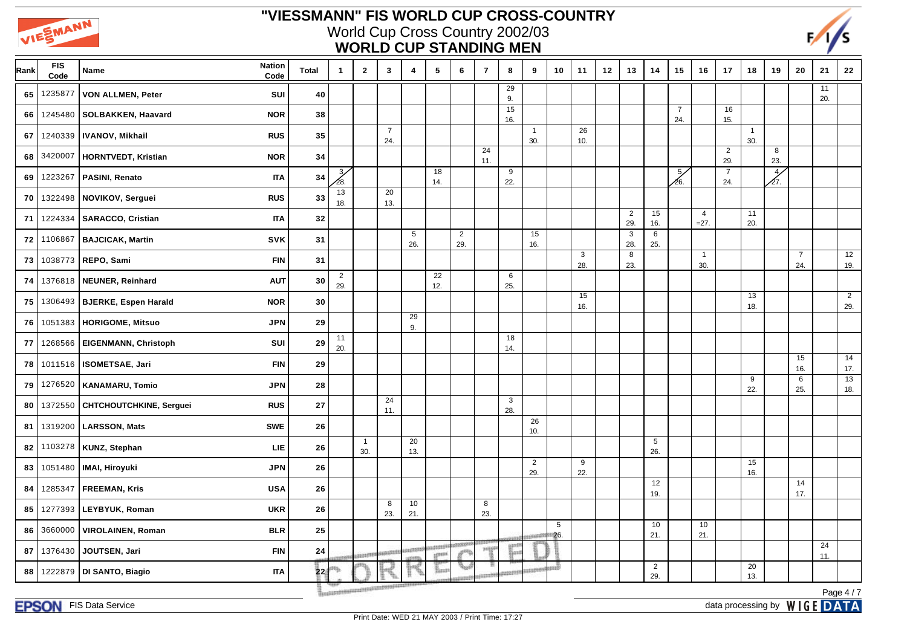# "VIESSMANN" FIS WORLD CUP CROSS-COUNTRY

## World Cup Cross Country 2002/03

## WORLD CUP STANDING MEN

| Rank | FIS Code | Name | Nation Code | Total | 1 | 2 | 3 | 4 | 5 | 6 | 7 | 8 | 9 | 10 | 11 | 12 | 13 | 14 | 15 | 16 | 17 | 18 | 19 | 20 | 21 | 22 |
|---|---|---|---|---|---|---|---|---|---|---|---|---|---|---|---|---|---|---|---|---|---|---|---|---|---|---|
| 65 | 1235877 | VON ALLMEN, Peter | SUI | 40 | | | | | | | | 29 9. | | | | | | | | | | | | | 11 20. | |
| 66 | 1245480 | SOLBAKKEN, Haavard | NOR | 38 | | | | | | | | 15 16. | | | | | | | 7 24. | | 16 15. | | | | | |
| 67 | 1240339 | IVANOV, Mikhail | RUS | 35 | | | 7 24. | | | | | | 1 30. | | 26 10. | | | | | | | 1 30. | | | | |
| 68 | 3420007 | HORNTVEDT, Kristian | NOR | 34 | | | | | | | 24 11. | | | | | | | | | | 2 29. | | 8 23. | | | |
| 69 | 1223267 | PASINI, Renato | ITA | 34 | 3 28. (struck) | | | | 18 14. | | | 9 22. | | | | | | | 5 26. (struck) | | 7 24. | | 4 27. (struck) | | | |
| 70 | 1322498 | NOVIKOV, Serguei | RUS | 33 | 13 18. | | 20 13. | | | | | | | | | | | | | | | | | | | |
| 71 | 1224334 | SARACCO, Cristian | ITA | 32 | | | | | | | | | | | | | 2 29. | 15 16. | | 4 =27. | | 11 20. | | | | |
| 72 | 1106867 | BAJCICAK, Martin | SVK | 31 | | | | 5 26. | | 2 29. | | | 15 16. | | | | 3 28. | 6 25. | | | | | | | | |
| 73 | 1038773 | REPO, Sami | FIN | 31 | | | | | | | | | | | 3 28. | | 8 23. | | | 1 30. | | | | 7 24. | | 12 19. |
| 74 | 1376818 | NEUNER, Reinhard | AUT | 30 | 2 29. | | | | 22 12. | | | 6 25. | | | | | | | | | | | | | | |
| 75 | 1306493 | BJERKE, Espen Harald | NOR | 30 | | | | | | | | | | | 15 16. | | | | | | | 13 18. | | | | 2 29. |
| 76 | 1051383 | HORIGOME, Mitsuo | JPN | 29 | | | | 29 9. | | | | | | | | | | | | | | | | | | |
| 77 | 1268566 | EIGENMANN, Christoph | SUI | 29 | 11 20. | | | | | | | 18 14. | | | | | | | | | | | | | | |
| 78 | 1011516 | ISOMETSAE, Jari | FIN | 29 | | | | | | | | | | | | | | | | | | | | 15 16. | | 14 17. |
| 79 | 1276520 | KANAMARU, Tomio | JPN | 28 | | | | | | | | | | | | | | | | | | 9 22. | | 6 25. | | 13 18. |
| 80 | 1372550 | CHTCHOUTCHKINE, Serguei | RUS | 27 | | | 24 11. | | | | | 3 28. | | | | | | | | | | | | | | |
| 81 | 1319200 | LARSSON, Mats | SWE | 26 | | | | | | | | | 26 10. | | | | | | | | | | | | | |
| 82 | 1103278 | KUNZ, Stephan | LIE | 26 | | 1 30. | | 20 13. | | | | | | | | | | 5 26. | | | | | | | | |
| 83 | 1051480 | IMAI, Hiroyuki | JPN | 26 | | | | | | | | | 2 29. | | 9 22. | | | | | | | 15 16. | | | | |
| 84 | 1285347 | FREEMAN, Kris | USA | 26 | | | | | | | | | | | | | | 12 19. | | | | | | 14 17. | | |
| 85 | 1277393 | LEYBYUK, Roman | UKR | 26 | | | 8 23. | 10 21. | | | 8 23. | | | | | | | | | | | | | | | |
| 86 | 3660000 | VIROLAINEN, Roman | BLR | 25 | | | | | | | | | | 5 26. | | | | 10 21. | | 10 21. | | | | | | |
| 87 | 1376430 | JOUTSEN, Jari | FIN | 24 | | | | | | | | | | | | | | | | | | | | | 24 11. | |
| 88 | 1222879 | DI SANTO, Biagio | ITA | 22 | | | | | | | | | | | | | | 2 29. | | | | 20 13. | | | | |

FIS Data Service

data processing by WIGE DATA

Print Date: WED 21 MAY 2003 / Print Time: 17:27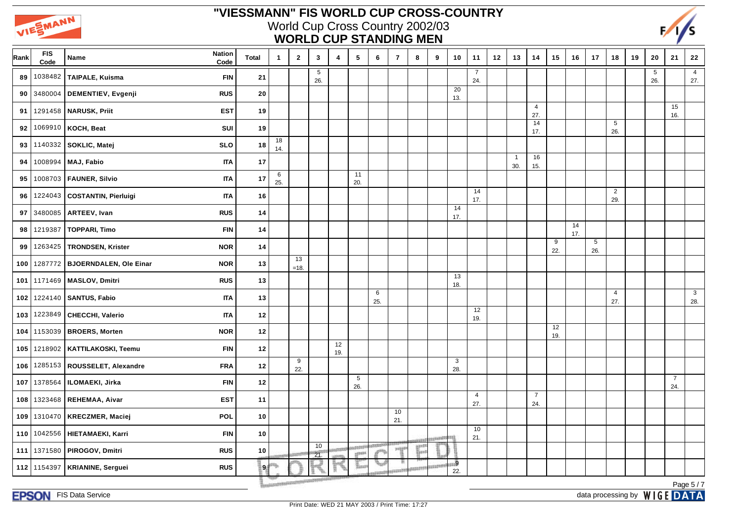# "VIESSMANN" FIS WORLD CUP CROSS-COUNTRY

## World Cup Cross Country 2002/03

## WORLD CUP STANDING MEN

| Rank | FIS Code | Name | Nation Code | Total | 1 | 2 | 3 | 4 | 5 | 6 | 7 | 8 | 9 | 10 | 11 | 12 | 13 | 14 | 15 | 16 | 17 | 18 | 19 | 20 | 21 | 22 |
|---|---|---|---|---|---|---|---|---|---|---|---|---|---|---|---|---|---|---|---|---|---|---|---|---|---|---|
| 89 | 1038482 | TAIPALE, Kuisma | FIN | 21 | | | 5 26. | | | | | | | | 7 24. | | | | | | | | | 5 26. | | 4 27. |
| 90 | 3480004 | DEMENTIEV, Evgenji | RUS | 20 | | | | | | | | | | 20 13. | | | | | | | | | | | | |
| 91 | 1291458 | NARUSK, Priit | EST | 19 | | | | | | | | | | | | | | 4 27. | | | | | | | 15 16. | |
| 92 | 1069910 | KOCH, Beat | SUI | 19 | | | | | | | | | | | | | | 14 17. | | | | 5 26. | | | | |
| 93 | 1140332 | SOKLIC, Matej | SLO | 18 | 18 14. | | | | | | | | | | | | | | | | | | | | | |
| 94 | 1008994 | MAJ, Fabio | ITA | 17 | | | | | | | | | | | | | 1 30. | 16 15. | | | | | | | | |
| 95 | 1008703 | FAUNER, Silvio | ITA | 17 | 6 25. | | | | 11 20. | | | | | | | | | | | | | | | | | |
| 96 | 1224043 | COSTANTIN, Pierluigi | ITA | 16 | | | | | | | | | | | 14 17. | | | | | | | 2 29. | | | | |
| 97 | 3480085 | ARTEEV, Ivan | RUS | 14 | | | | | | | | | | 14 17. | | | | | | | | | | | | |
| 98 | 1219387 | TOPPARI, Timo | FIN | 14 | | | | | | | | | | | | | | | | 14 17. | | | | | | |
| 99 | 1263425 | TRONDSEN, Krister | NOR | 14 | | | | | | | | | | | | | | | 9 22. | | 5 26. | | | | | |
| 100 | 1287772 | BJOERNDALEN, Ole Einar | NOR | 13 | | 13 =18. | | | | | | | | | | | | | | | | | | | | |
| 101 | 1171469 | MASLOV, Dmitri | RUS | 13 | | | | | | | | | | 13 18. | | | | | | | | | | | | |
| 102 | 1224140 | SANTUS, Fabio | ITA | 13 | | | | | | 6 25. | | | | | | | | | | | | 4 27. | | | | 3 28. |
| 103 | 1223849 | CHECCHI, Valerio | ITA | 12 | | | | | | | | | | | 12 19. | | | | | | | | | | | |
| 104 | 1153039 | BROERS, Morten | NOR | 12 | | | | | | | | | | | | | | | 12 19. | | | | | | | |
| 105 | 1218902 | KATTILAKOSKI, Teemu | FIN | 12 | | | | 12 19. | | | | | | | | | | | | | | | | | | |
| 106 | 1285153 | ROUSSELET, Alexandre | FRA | 12 | | 9 22. | | | | | | | | 3 28. | | | | | | | | | | | | |
| 107 | 1378564 | ILOMAEKI, Jirka | FIN | 12 | | | | | 5 26. | | | | | | | | | | | | | | | | 7 24. | |
| 108 | 1323468 | REHEMAA, Aivar | EST | 11 | | | | | | | | | | | 4 27. | | | 7 24. | | | | | | | | |
| 109 | 1310470 | KRECZMER, Maciej | POL | 10 | | | | | | | 10 21. | | | | | | | | | | | | | | | |
| 110 | 1042556 | HIETAMAEKI, Karri | FIN | 10 | | | | | | | | | | | 10 21. | | | | | | | | | | | |
| 111 | 1371580 | PIROGOV, Dmitri | RUS | 10 | | | 10 21. | | | | | | | | | | | | | | | | | | | |
| 112 | 1154397 | KRIANINE, Serguei | RUS | 9 | | | | | | | | | | 9 22. | | | | | | | | | | | | |

FIS Data Service

data processing by WIGE DATA

Print Date: WED 21 MAY 2003 / Print Time: 17:27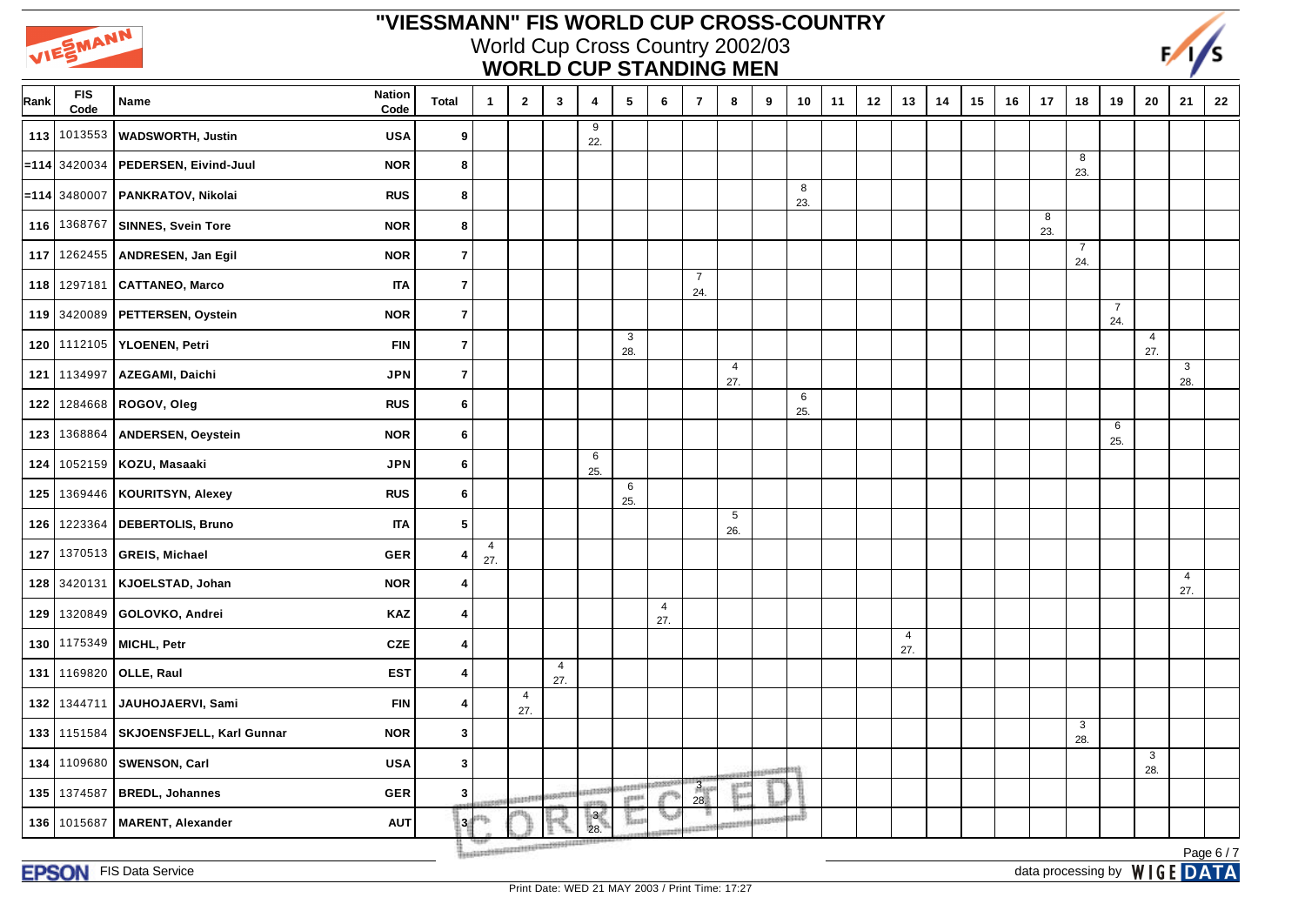# "VIESSMANN" FIS WORLD CUP CROSS-COUNTRY

## World Cup Cross Country 2002/03

## WORLD CUP STANDING MEN

| Rank | FIS Code | Name | Nation Code | Total | 1 | 2 | 3 | 4 | 5 | 6 | 7 | 8 | 9 | 10 | 11 | 12 | 13 | 14 | 15 | 16 | 17 | 18 | 19 | 20 | 21 | 22 |
|---|---|---|---|---|---|---|---|---|---|---|---|---|---|---|---|---|---|---|---|---|---|---|---|---|---|---|
| 113 | 1013553 | WADSWORTH, Justin | USA | 9 | | | | 9 22. | | | | | | | | | | | | | | | | | | |
| =114 | 3420034 | PEDERSEN, Eivind-Juul | NOR | 8 | | | | | | | | | | | | | | | | | | 8 23. | | | | |
| =114 | 3480007 | PANKRATOV, Nikolai | RUS | 8 | | | | | | | | | | 8 23. | | | | | | | | | | | | |
| 116 | 1368767 | SINNES, Svein Tore | NOR | 8 | | | | | | | | | | | | | | | | | 8 23. | | | | | |
| 117 | 1262455 | ANDRESEN, Jan Egil | NOR | 7 | | | | | | | | | | | | | | | | | | 7 24. | | | | |
| 118 | 1297181 | CATTANEO, Marco | ITA | 7 | | | | | | | 7 24. | | | | | | | | | | | | | | | |
| 119 | 3420089 | PETTERSEN, Oystein | NOR | 7 | | | | | | | | | | | | | | | | | | | 7 24. | | | |
| 120 | 1112105 | YLOENEN, Petri | FIN | 7 | | | | | 3 28. | | | | | | | | | | | | | | | 4 27. | | |
| 121 | 1134997 | AZEGAMI, Daichi | JPN | 7 | | | | | | | | 4 27. | | | | | | | | | | | | | 3 28. | |
| 122 | 1284668 | ROGOV, Oleg | RUS | 6 | | | | | | | | | | 6 25. | | | | | | | | | | | | |
| 123 | 1368864 | ANDERSEN, Oeystein | NOR | 6 | | | | | | | | | | | | | | | | | | | 6 25. | | | |
| 124 | 1052159 | KOZU, Masaaki | JPN | 6 | | | | 6 25. | | | | | | | | | | | | | | | | | | |
| 125 | 1369446 | KOURITSYN, Alexey | RUS | 6 | | | | | 6 25. | | | | | | | | | | | | | | | | | |
| 126 | 1223364 | DEBERTOLIS, Bruno | ITA | 5 | | | | | | | | 5 26. | | | | | | | | | | | | | | |
| 127 | 1370513 | GREIS, Michael | GER | 4 | 4 27. | | | | | | | | | | | | | | | | | | | | | |
| 128 | 3420131 | KJOELSTAD, Johan | NOR | 4 | | | | | | | | | | | | | | | | | | | | | 4 27. | |
| 129 | 1320849 | GOLOVKO, Andrei | KAZ | 4 | | | | | | 4 27. | | | | | | | | | | | | | | | | |
| 130 | 1175349 | MICHL, Petr | CZE | 4 | | | | | | | | | | | | | 4 27. | | | | | | | | | |
| 131 | 1169820 | OLLE, Raul | EST | 4 | | | 4 27. | | | | | | | | | | | | | | | | | | | |
| 132 | 1344711 | JAUHOJAERVI, Sami | FIN | 4 | | 4 27. | | | | | | | | | | | | | | | | | | | | |
| 133 | 1151584 | SKJOENSFJELL, Karl Gunnar | NOR | 3 | | | | | | | | | | | | | | | | | | 3 28. | | | | |
| 134 | 1109680 | SWENSON, Carl | USA | 3 | | | | | | | | | | | | | | | | | | | | 3 28. | | |
| 135 | 1374587 | BREDL, Johannes | GER | 3 | | | | | | | 3 28. | | | | | | | | | | | | | | | |
| 136 | 1015687 | MARENT, Alexander | AUT | 3 | | | | 3 28. | | | | | | | | | | | | | | | | | | |

CORRECTED

FIS Data Service

data processing by WIGE DATA

Print Date: WED 21 MAY 2003 / Print Time: 17:27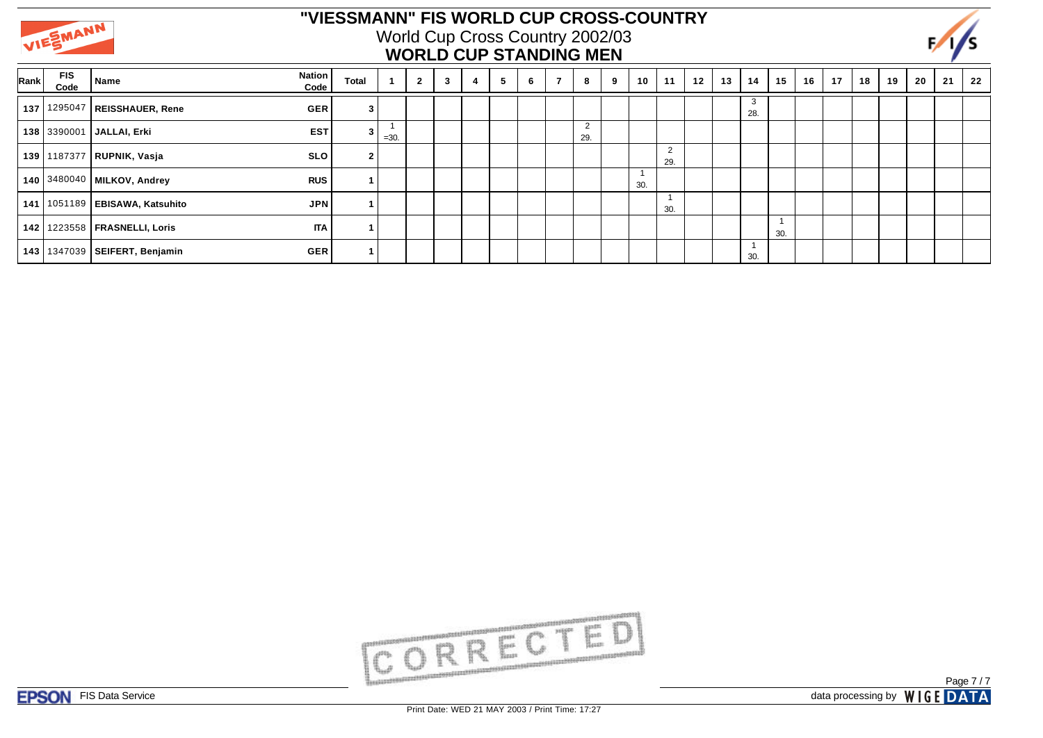# "VIESSMANN" FIS WORLD CUP CROSS-COUNTRY

World Cup Cross Country 2002/03

## WORLD CUP STANDING MEN

| Rank | FIS Code | Name | Nation Code | Total | 1 | 2 | 3 | 4 | 5 | 6 | 7 | 8 | 9 | 10 | 11 | 12 | 13 | 14 | 15 | 16 | 17 | 18 | 19 | 20 | 21 | 22 |
|---|---|---|---|---|---|---|---|---|---|---|---|---|---|---|---|---|---|---|---|---|---|---|---|---|---|---|
| 137 | 1295047 | REISSHAUER, Rene | GER | 3 | | | | | | | | | | | | | | 3 28. | | | | | | | | |
| 138 | 3390001 | JALLAI, Erki | EST | 3 | 1 =30. | | | | | | | 2 29. | | | | | | | | | | | | | | |
| 139 | 1187377 | RUPNIK, Vasja | SLO | 2 | | | | | | | | | | | 2 29. | | | | | | | | | | | |
| 140 | 3480040 | MILKOV, Andrey | RUS | 1 | | | | | | | | | | 1 30. | | | | | | | | | | | | |
| 141 | 1051189 | EBISAWA, Katsuhito | JPN | 1 | | | | | | | | | | | 1 30. | | | | | | | | | | | |
| 142 | 1223558 | FRASNELLI, Loris | ITA | 1 | | | | | | | | | | | | | | | 1 30. | | | | | | | |
| 143 | 1347039 | SEIFERT, Benjamin | GER | 1 | | | | | | | | | | | | | | 1 30. | | | | | | | | |

CORRECTED

FIS Data Service

data processing by WIGE DATA

Print Date: WED 21 MAY 2003 / Print Time: 17:27